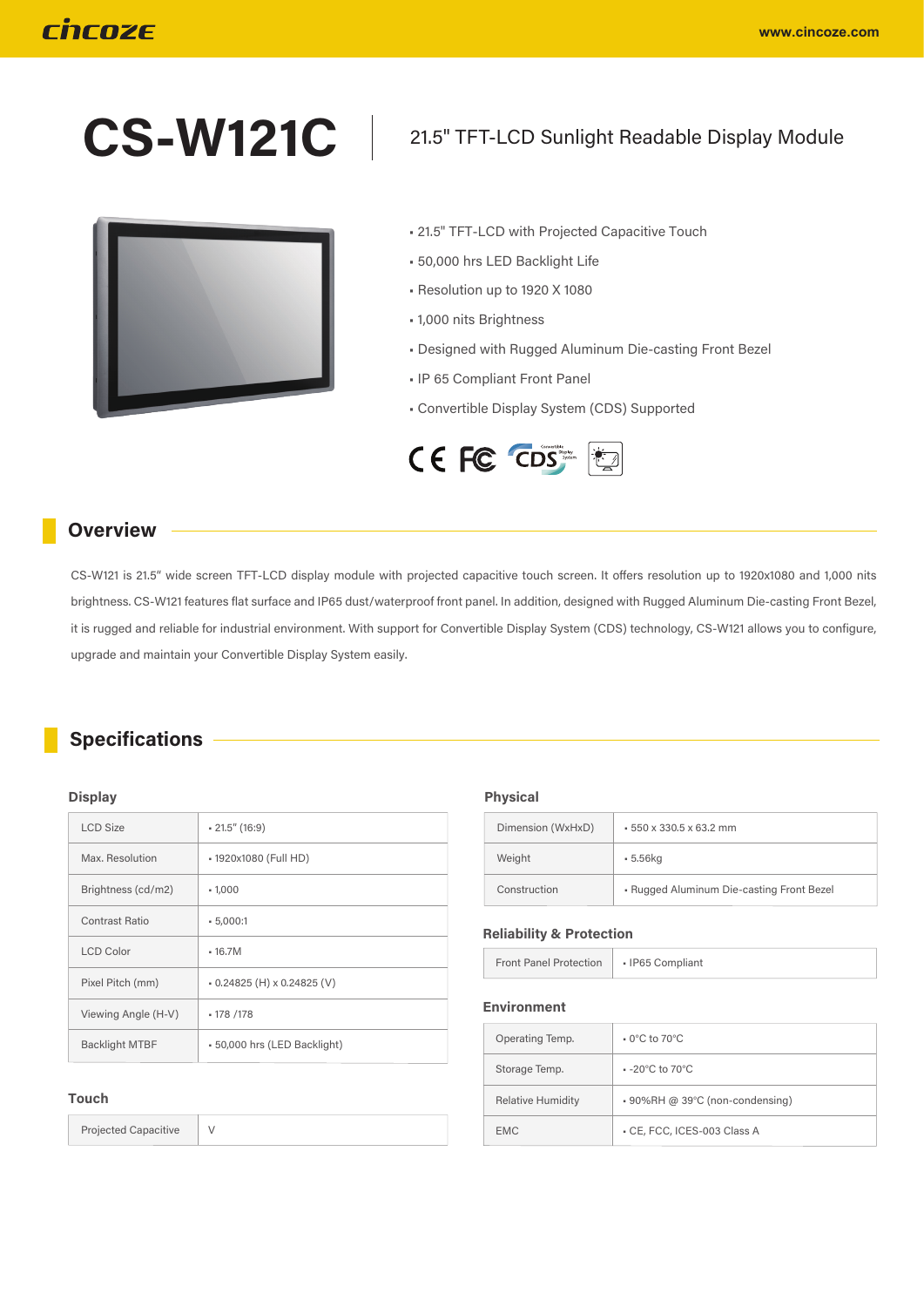# CS-W121C

21.5" TFT-LCD Sunlight Readable Display Module

- 21.5" TFT-LCD with Projected Capacitive Touch
- 50,000 hrs LED Backlight Life
- Resolution up to 1920 X 1080
- 1,000 nits Brightness
- Designed with Rugged Aluminum Die-casting Front Bezel
- IP 65 Compliant Front Panel
- Convertible Display System (CDS) Supported

## Overview

CS-W121 is 21.5" wide screen TFT-LCD display module with projected capacitive touch screen. It offers resolution up to 1920x1080 and 1,000 nits brightness. CS-W121 features flat surface and IP65 dust/waterproof front panel. In addition, designed with Rugged Aluminum Die-casting Front Bezel, it is rugged and reliable for industrial environment. With support for Convertible Display System (CDS) technology, CS-W121 allows you to configure, upgrade and maintain your Convertible Display System easily.

## Specifications

### Display

| | |
|---|---|
| LCD Size | • 21.5" (16:9) |
| Max. Resolution | • 1920x1080 (Full HD) |
| Brightness (cd/m2) | • 1,000 |
| Contrast Ratio | • 5,000:1 |
| LCD Color | • 16.7M |
| Pixel Pitch (mm) | • 0.24825 (H) x 0.24825 (V) |
| Viewing Angle (H-V) | • 178 /178 |
| Backlight MTBF | • 50,000 hrs (LED Backlight) |

### Touch

| | |
|---|---|
| Projected Capacitive | V |

### Physical

| | |
|---|---|
| Dimension (WxHxD) | • 550 x 330.5 x 63.2 mm |
| Weight | • 5.56kg |
| Construction | • Rugged Aluminum Die-casting Front Bezel |

### Reliability & Protection

| | |
|---|---|
| Front Panel Protection | • IP65 Compliant |

### Environment

| | |
|---|---|
| Operating Temp. | • 0°C to 70°C |
| Storage Temp. | • -20°C to 70°C |
| Relative Humidity | • 90%RH @ 39°C (non-condensing) |
| EMC | • CE, FCC, ICES-003 Class A |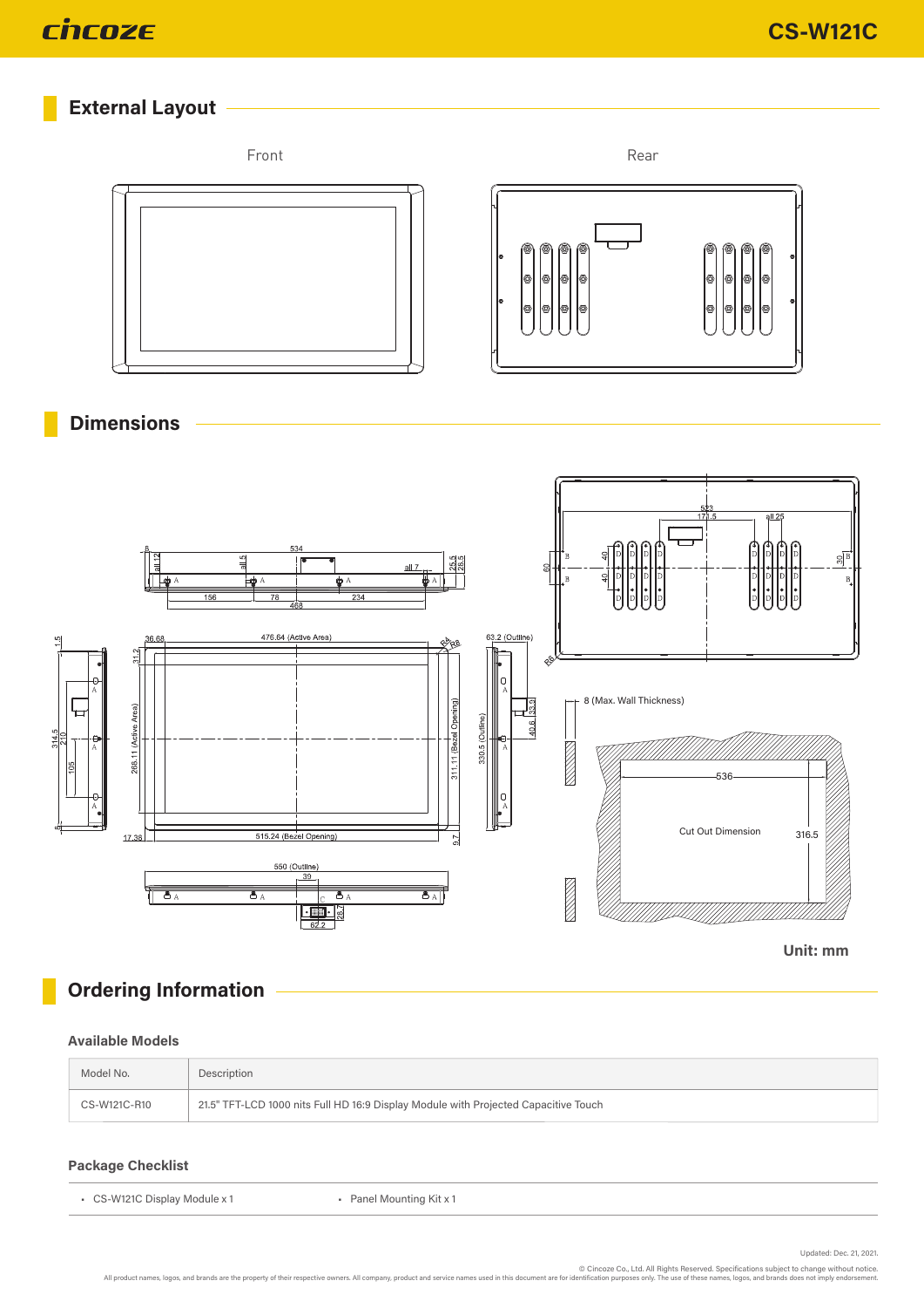## External Layout

Front

Rear

## Dimensions

Unit: mm

## Ordering Information

### Available Models

| Model No. | Description |
|---|---|
| CS-W121C-R10 | 21.5" TFT-LCD 1000 nits Full HD 16:9 Display Module with Projected Capacitive Touch |

### Package Checklist

- CS-W121C Display Module x 1
- Panel Mounting Kit x 1

Updated: Dec. 21, 2021.

© Cincoze Co., Ltd. All Rights Reserved. Specifications subject to change without notice.
All product names, logos, and brands are the property of their respective owners. All company, product and service names used in this document are for identification purposes only. The use of these names, logos, and brands does not imply endorsement.